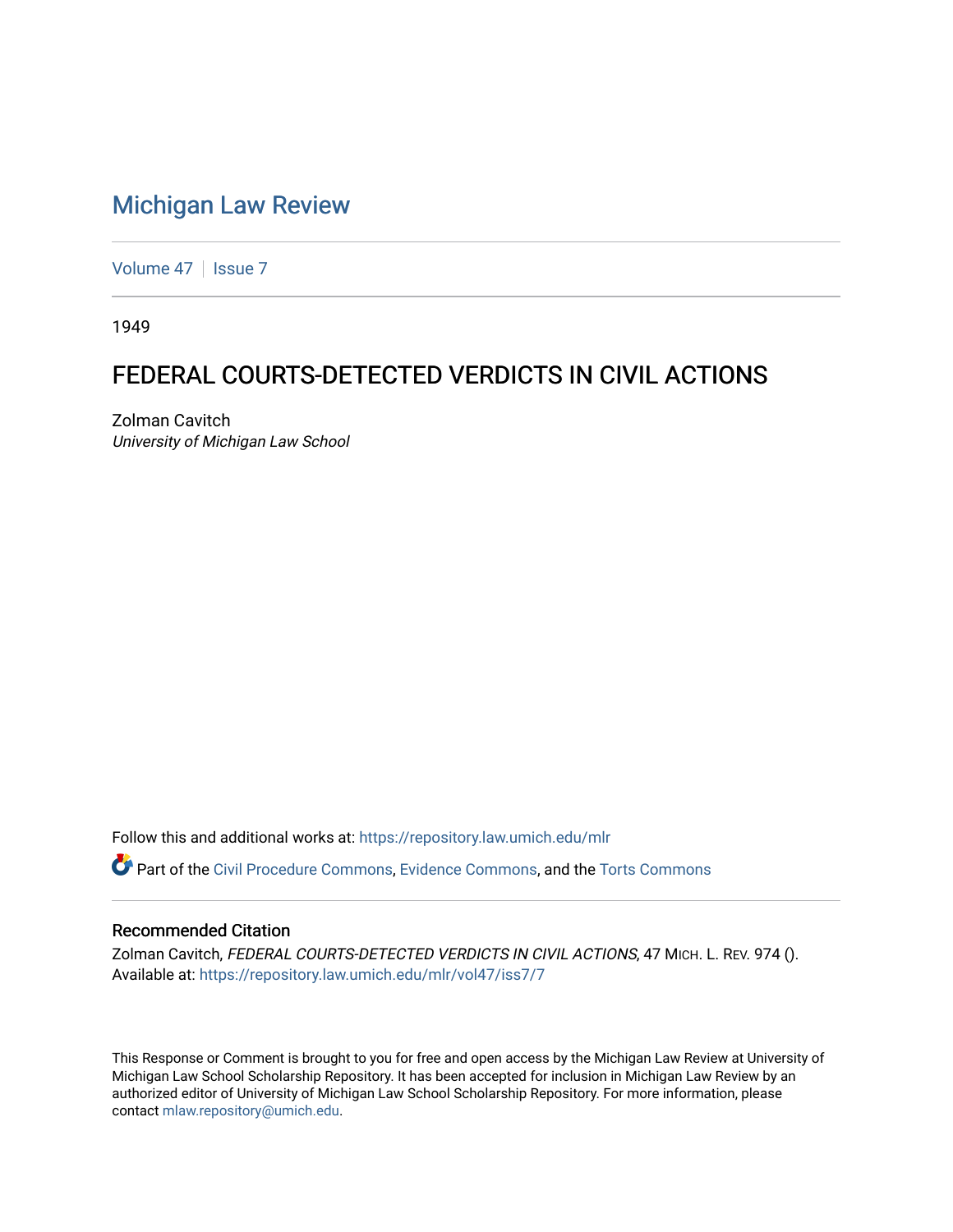# Michigan Law Review

Volume 47 | Issue 7

1949

## FEDERAL COURTS-DETECTED VERDICTS IN CIVIL ACTIONS

Zolman Cavitch
*University of Michigan Law School*

Follow this and additional works at: https://repository.law.umich.edu/mlr

Part of the Civil Procedure Commons, Evidence Commons, and the Torts Commons

### Recommended Citation

Zolman Cavitch, *FEDERAL COURTS-DETECTED VERDICTS IN CIVIL ACTIONS*, 47 MICH. L. REV. 974 ().
Available at: https://repository.law.umich.edu/mlr/vol47/iss7/7

This Response or Comment is brought to you for free and open access by the Michigan Law Review at University of Michigan Law School Scholarship Repository. It has been accepted for inclusion in Michigan Law Review by an authorized editor of University of Michigan Law School Scholarship Repository. For more information, please contact mlaw.repository@umich.edu.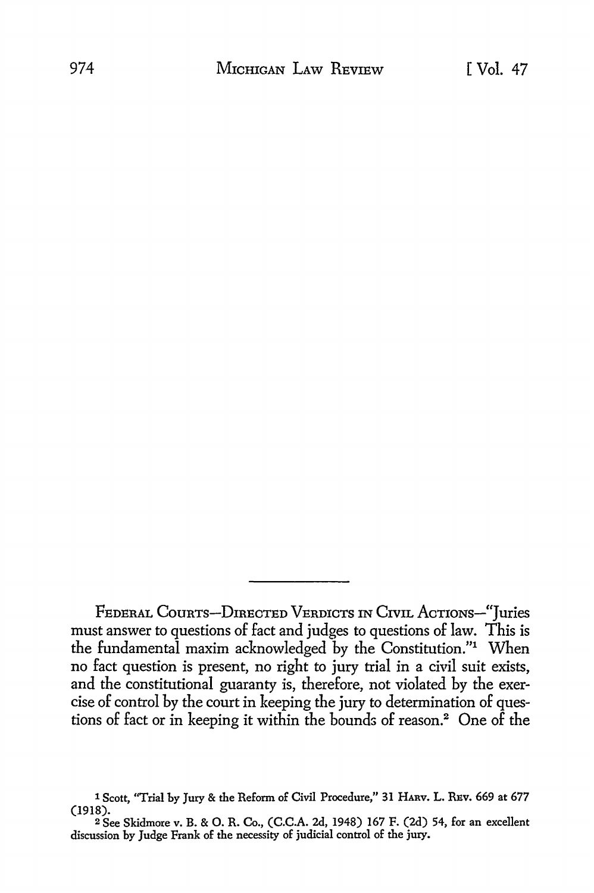FEDERAL COURTS—DIRECTED VERDICTS IN CIVIL ACTIONS—"Juries must answer to questions of fact and judges to questions of law. This is the fundamental maxim acknowledged by the Constitution."[1] When no fact question is present, no right to jury trial in a civil suit exists, and the constitutional guaranty is, therefore, not violated by the exercise of control by the court in keeping the jury to determination of questions of fact or in keeping it within the bounds of reason.[2] One of the

---

[1] Scott, "Trial by Jury & the Reform of Civil Procedure," 31 HARV. L. REV. 669 at 677 (1918).

[2] See Skidmore v. B. & O. R. Co., (C.C.A. 2d, 1948) 167 F. (2d) 54, for an excellent discussion by Judge Frank of the necessity of judicial control of the jury.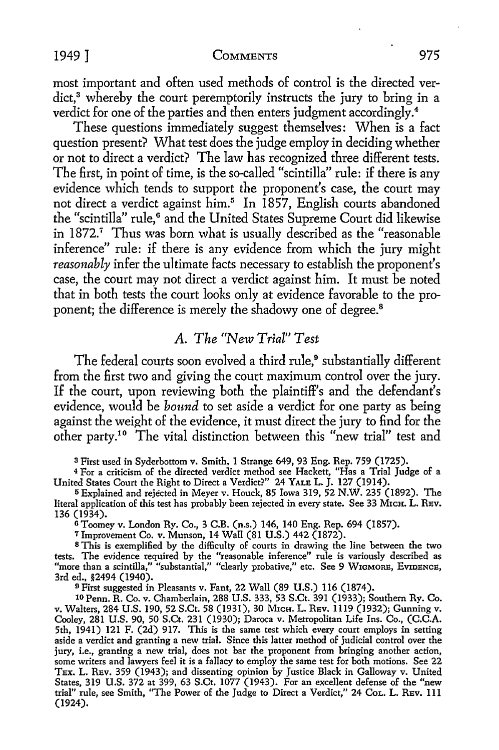most important and often used methods of control is the directed verdict,[3] whereby the court peremptorily instructs the jury to bring in a verdict for one of the parties and then enters judgment accordingly.[4]

These questions immediately suggest themselves: When is a fact question present? What test does the judge employ in deciding whether or not to direct a verdict? The law has recognized three different tests. The first, in point of time, is the so-called "scintilla" rule: if there is any evidence which tends to support the proponent's case, the court may not direct a verdict against him.[5] In 1857, English courts abandoned the "scintilla" rule,[6] and the United States Supreme Court did likewise in 1872.[7] Thus was born what is usually described as the "reasonable inference" rule: if there is any evidence from which the jury might *reasonably* infer the ultimate facts necessary to establish the proponent's case, the court may not direct a verdict against him. It must be noted that in both tests the court looks only at evidence favorable to the proponent; the difference is merely the shadowy one of degree.[8]

### A. The "New Trial" Test

The federal courts soon evolved a third rule,[9] substantially different from the first two and giving the court maximum control over the jury. If the court, upon reviewing both the plaintiff's and the defendant's evidence, would be *bound* to set aside a verdict for one party as being against the weight of the evidence, it must direct the jury to find for the other party.[10] The vital distinction between this "new trial" test and

---

[3] First used in Syderbottom v. Smith, 1 Strange 649, 93 Eng. Rep. 759 (1725).

[4] For a criticism of the directed verdict method see Hackett, "Has a Trial Judge of a United States Court the Right to Direct a Verdict?" 24 YALE L. J. 127 (1914).

[5] Explained and rejected in Meyer v. Houck, 85 Iowa 319, 52 N.W. 235 (1892). The literal application of this test has probably been rejected in every state. See 33 MICH. L. REV. 136 (1934).

[6] Toomey v. London Ry. Co., 3 C.B. (n.s.) 146, 140 Eng. Rep. 694 (1857).

[7] Improvement Co. v. Munson, 14 Wall (81 U.S.) 442 (1872).

[8] This is exemplified by the difficulty of courts in drawing the line between the two tests. The evidence required by the "reasonable inference" rule is variously described as "more than a scintilla," "substantial," "clearly probative," etc. See 9 WIGMORE, EVIDENCE, 3rd ed., §2494 (1940).

[9] First suggested in Pleasants v. Fant, 22 Wall (89 U.S.) 116 (1874).

[10] Penn. R. Co. v. Chamberlain, 288 U.S. 333, 53 S.Ct. 391 (1933); Southern Ry. Co. v. Walters, 284 U.S. 190, 52 S.Ct. 58 (1931), 30 MICH. L. REV. 1119 (1932); Gunning v. Cooley, 281 U.S. 90, 50 S.Ct. 231 (1930); Daroca v. Metropolitan Life Ins. Co., (C.C.A. 5th, 1941) 121 F. (2d) 917. This is the same test which every court employs in setting aside a verdict and granting a new trial. Since this latter method of judicial control over the jury, i.e., granting a new trial, does not bar the proponent from bringing another action, some writers and lawyers feel it is a fallacy to employ the same test for both motions. See 22 TEX. L. REV. 359 (1943); and dissenting opinion by Justice Black in Galloway v. United States, 319 U.S. 372 at 399, 63 S.Ct. 1077 (1943). For an excellent defense of the "new trial" rule, see Smith, "The Power of the Judge to Direct a Verdict," 24 COL. L. REV. 111 (1924).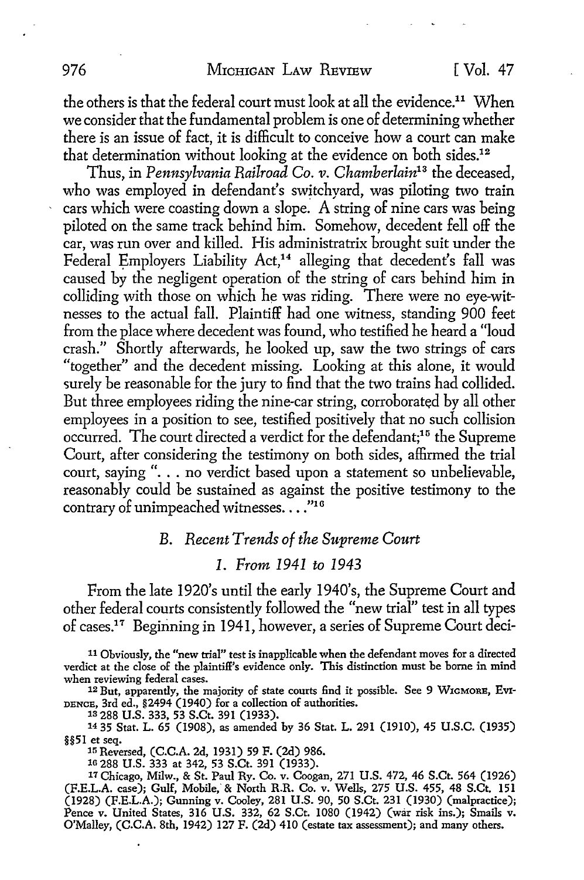the others is that the federal court must look at all the evidence.[11] When we consider that the fundamental problem is one of determining whether there is an issue of fact, it is difficult to conceive how a court can make that determination without looking at the evidence on both sides.[12]

Thus, in *Pennsylvania Railroad Co. v. Chamberlain*[13] the deceased, who was employed in defendant's switchyard, was piloting two train cars which were coasting down a slope. A string of nine cars was being piloted on the same track behind him. Somehow, decedent fell off the car, was run over and killed. His administratrix brought suit under the Federal Employers Liability Act,[14] alleging that decedent's fall was caused by the negligent operation of the string of cars behind him in colliding with those on which he was riding. There were no eye-witnesses to the actual fall. Plaintiff had one witness, standing 900 feet from the place where decedent was found, who testified he heard a "loud crash." Shortly afterwards, he looked up, saw the two strings of cars "together" and the decedent missing. Looking at this alone, it would surely be reasonable for the jury to find that the two trains had collided. But three employees riding the nine-car string, corroborated by all other employees in a position to see, testified positively that no such collision occurred. The court directed a verdict for the defendant;[15] the Supreme Court, after considering the testimony on both sides, affirmed the trial court, saying ". . . no verdict based upon a statement so unbelievable, reasonably could be sustained as against the positive testimony to the contrary of unimpeached witnesses. . . ."[16]

### B. *Recent Trends of the Supreme Court*

#### 1. *From 1941 to 1943*

From the late 1920's until the early 1940's, the Supreme Court and other federal courts consistently followed the "new trial" test in all types of cases.[17] Beginning in 1941, however, a series of Supreme Court deci-

---

[11] Obviously, the "new trial" test is inapplicable when the defendant moves for a directed verdict at the close of the plaintiff's evidence only. This distinction must be borne in mind when reviewing federal cases.

[12] But, apparently, the majority of state courts find it possible. See 9 WIGMORE, EVIDENCE, 3rd ed., §2494 (1940) for a collection of authorities.

[13] 288 U.S. 333, 53 S.Ct. 391 (1933).

[14] 35 Stat. L. 65 (1908), as amended by 36 Stat. L. 291 (1910), 45 U.S.C. (1935) §§51 et seq.

[15] Reversed, (C.C.A. 2d, 1931) 59 F. (2d) 986.

[16] 288 U.S. 333 at 342, 53 S.Ct. 391 (1933).

[17] Chicago, Milw., & St. Paul Ry. Co. v. Coogan, 271 U.S. 472, 46 S.Ct. 564 (1926) (F.E.L.A. case); Gulf, Mobile, & North R.R. Co. v. Wells, 275 U.S. 455, 48 S.Ct. 151 (1928) (F.E.L.A.); Gunning v. Cooley, 281 U.S. 90, 50 S.Ct. 231 (1930) (malpractice); Pence v. United States, 316 U.S. 332, 62 S.Ct. 1080 (1942) (war risk ins.); Smails v. O'Malley, (C.C.A. 8th, 1942) 127 F. (2d) 410 (estate tax assessment); and many others.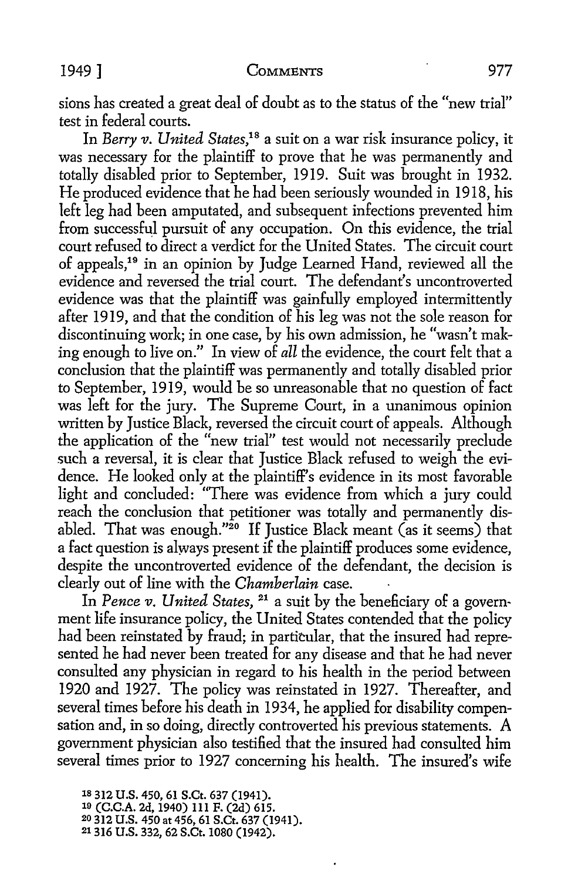sions has created a great deal of doubt as to the status of the "new trial" test in federal courts.

In *Berry v. United States*,[18] a suit on a war risk insurance policy, it was necessary for the plaintiff to prove that he was permanently and totally disabled prior to September, 1919. Suit was brought in 1932. He produced evidence that he had been seriously wounded in 1918, his left leg had been amputated, and subsequent infections prevented him from successful pursuit of any occupation. On this evidence, the trial court refused to direct a verdict for the United States. The circuit court of appeals,[19] in an opinion by Judge Learned Hand, reviewed all the evidence and reversed the trial court. The defendant's uncontroverted evidence was that the plaintiff was gainfully employed intermittently after 1919, and that the condition of his leg was not the sole reason for discontinuing work; in one case, by his own admission, he "wasn't making enough to live on." In view of *all* the evidence, the court felt that a conclusion that the plaintiff was permanently and totally disabled prior to September, 1919, would be so unreasonable that no question of fact was left for the jury. The Supreme Court, in a unanimous opinion written by Justice Black, reversed the circuit court of appeals. Although the application of the "new trial" test would not necessarily preclude such a reversal, it is clear that Justice Black refused to weigh the evidence. He looked only at the plaintiff's evidence in its most favorable light and concluded: "There was evidence from which a jury could reach the conclusion that petitioner was totally and permanently disabled. That was enough."[20] If Justice Black meant (as it seems) that a fact question is always present if the plaintiff produces some evidence, despite the uncontroverted evidence of the defendant, the decision is clearly out of line with the *Chamberlain* case.

In *Pence v. United States*,[21] a suit by the beneficiary of a government life insurance policy, the United States contended that the policy had been reinstated by fraud; in particular, that the insured had represented he had never been treated for any disease and that he had never consulted any physician in regard to his health in the period between 1920 and 1927. The policy was reinstated in 1927. Thereafter, and several times before his death in 1934, he applied for disability compensation and, in so doing, directly controverted his previous statements. A government physician also testified that the insured had consulted him several times prior to 1927 concerning his health. The insured's wife

[18] 312 U.S. 450, 61 S.Ct. 637 (1941).
[19] (C.C.A. 2d, 1940) 111 F. (2d) 615.
[20] 312 U.S. 450 at 456, 61 S.Ct. 637 (1941).
[21] 316 U.S. 332, 62 S.Ct. 1080 (1942).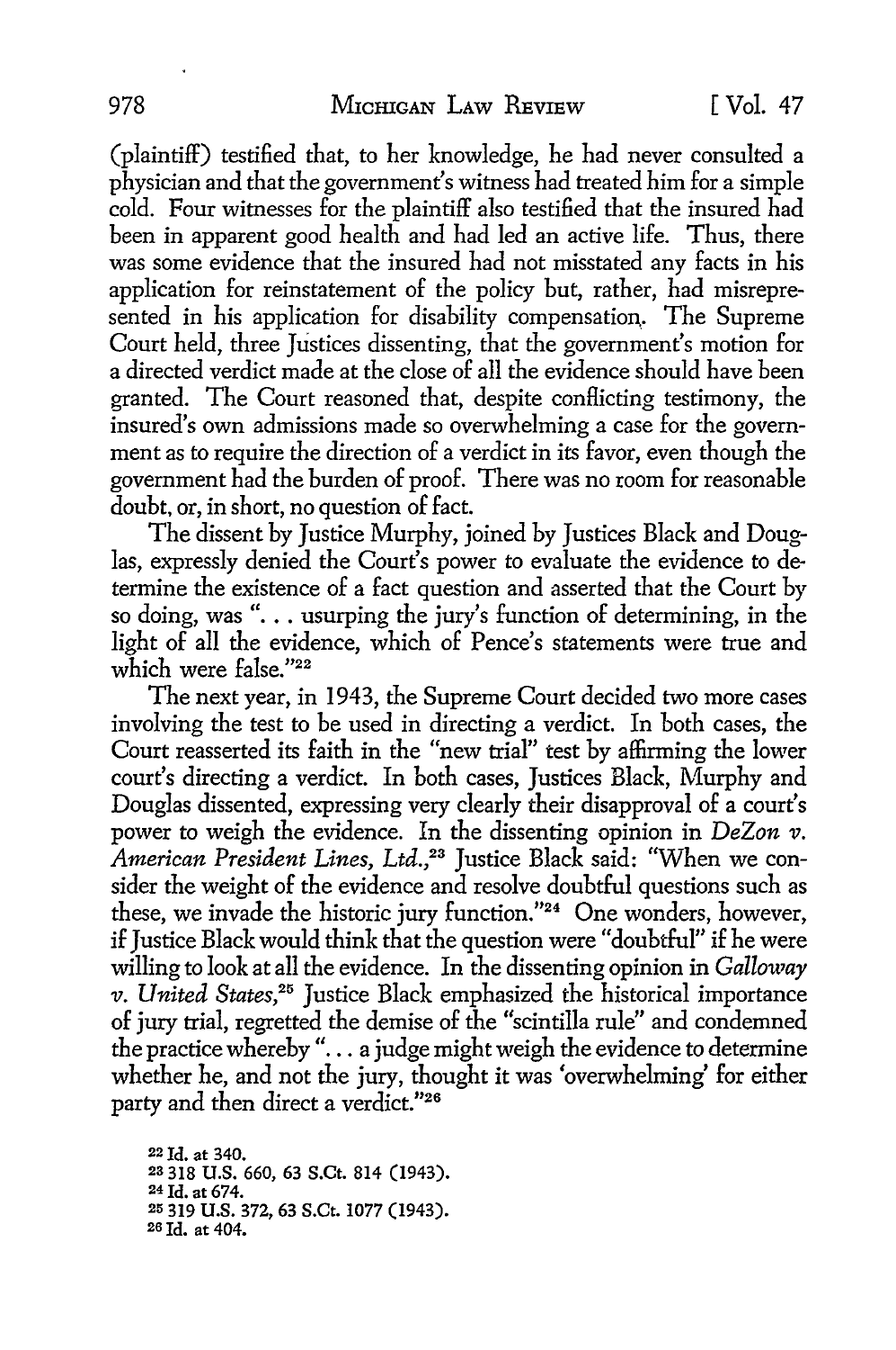(plaintiff) testified that, to her knowledge, he had never consulted a physician and that the government's witness had treated him for a simple cold. Four witnesses for the plaintiff also testified that the insured had been in apparent good health and had led an active life. Thus, there was some evidence that the insured had not misstated any facts in his application for reinstatement of the policy but, rather, had misrepresented in his application for disability compensation. The Supreme Court held, three Justices dissenting, that the government's motion for a directed verdict made at the close of all the evidence should have been granted. The Court reasoned that, despite conflicting testimony, the insured's own admissions made so overwhelming a case for the government as to require the direction of a verdict in its favor, even though the government had the burden of proof. There was no room for reasonable doubt, or, in short, no question of fact.

The dissent by Justice Murphy, joined by Justices Black and Douglas, expressly denied the Court's power to evaluate the evidence to determine the existence of a fact question and asserted that the Court by so doing, was ". . . usurping the jury's function of determining, in the light of all the evidence, which of Pence's statements were true and which were false."[22]

The next year, in 1943, the Supreme Court decided two more cases involving the test to be used in directing a verdict. In both cases, the Court reasserted its faith in the "new trial" test by affirming the lower court's directing a verdict. In both cases, Justices Black, Murphy and Douglas dissented, expressing very clearly their disapproval of a court's power to weigh the evidence. In the dissenting opinion in *DeZon v. American President Lines, Ltd.*,[23] Justice Black said: "When we consider the weight of the evidence and resolve doubtful questions such as these, we invade the historic jury function."[24] One wonders, however, if Justice Black would think that the question were "doubtful" if he were willing to look at all the evidence. In the dissenting opinion in *Galloway v. United States*,[25] Justice Black emphasized the historical importance of jury trial, regretted the demise of the "scintilla rule" and condemned the practice whereby ". . . a judge might weigh the evidence to determine whether he, and not the jury, thought it was 'overwhelming' for either party and then direct a verdict."[26]

[22] Id. at 340.
[23] 318 U.S. 660, 63 S.Ct. 814 (1943).
[24] Id. at 674.
[25] 319 U.S. 372, 63 S.Ct. 1077 (1943).
[26] Id. at 404.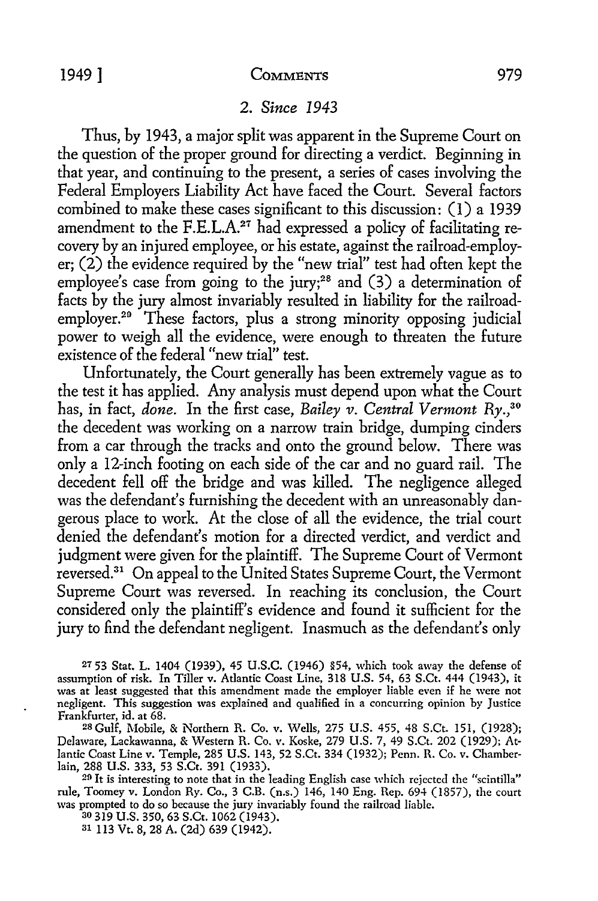### 2. *Since 1943*

Thus, by 1943, a major split was apparent in the Supreme Court on the question of the proper ground for directing a verdict. Beginning in that year, and continuing to the present, a series of cases involving the Federal Employers Liability Act have faced the Court. Several factors combined to make these cases significant to this discussion: (1) a 1939 amendment to the F.E.L.A.[27] had expressed a policy of facilitating recovery by an injured employee, or his estate, against the railroad-employer; (2) the evidence required by the "new trial" test had often kept the employee's case from going to the jury;[28] and (3) a determination of facts by the jury almost invariably resulted in liability for the railroad-employer.[29] These factors, plus a strong minority opposing judicial power to weigh all the evidence, were enough to threaten the future existence of the federal "new trial" test.

Unfortunately, the Court generally has been extremely vague as to the test it has applied. Any analysis must depend upon what the Court has, in fact, *done*. In the first case, *Bailey v. Central Vermont Ry.*,[30] the decedent was working on a narrow train bridge, dumping cinders from a car through the tracks and onto the ground below. There was only a 12-inch footing on each side of the car and no guard rail. The decedent fell off the bridge and was killed. The negligence alleged was the defendant's furnishing the decedent with an unreasonably dangerous place to work. At the close of all the evidence, the trial court denied the defendant's motion for a directed verdict, and verdict and judgment were given for the plaintiff. The Supreme Court of Vermont reversed.[31] On appeal to the United States Supreme Court, the Vermont Supreme Court was reversed. In reaching its conclusion, the Court considered only the plaintiff's evidence and found it sufficient for the jury to find the defendant negligent. Inasmuch as the defendant's only

---

[27] 53 Stat. L. 1404 (1939), 45 U.S.C. (1946) §54, which took away the defense of assumption of risk. In Tiller v. Atlantic Coast Line, 318 U.S. 54, 63 S.Ct. 444 (1943), it was at least suggested that this amendment made the employer liable even if he were not negligent. This suggestion was explained and qualified in a concurring opinion by Justice Frankfurter, id. at 68.

[28] Gulf, Mobile, & Northern R. Co. v. Wells, 275 U.S. 455, 48 S.Ct. 151, (1928); Delaware, Lackawanna, & Western R. Co. v. Koske, 279 U.S. 7, 49 S.Ct. 202 (1929); Atlantic Coast Line v. Temple, 285 U.S. 143, 52 S.Ct. 334 (1932); Penn. R. Co. v. Chamberlain, 288 U.S. 333, 53 S.Ct. 391 (1933).

[29] It is interesting to note that in the leading English case which rejected the "scintilla" rule, Toomey v. London Ry. Co., 3 C.B. (n.s.) 146, 140 Eng. Rep. 694 (1857), the court was prompted to do so because the jury invariably found the railroad liable.

[30] 319 U.S. 350, 63 S.Ct. 1062 (1943).

[31] 113 Vt. 8, 28 A. (2d) 639 (1942).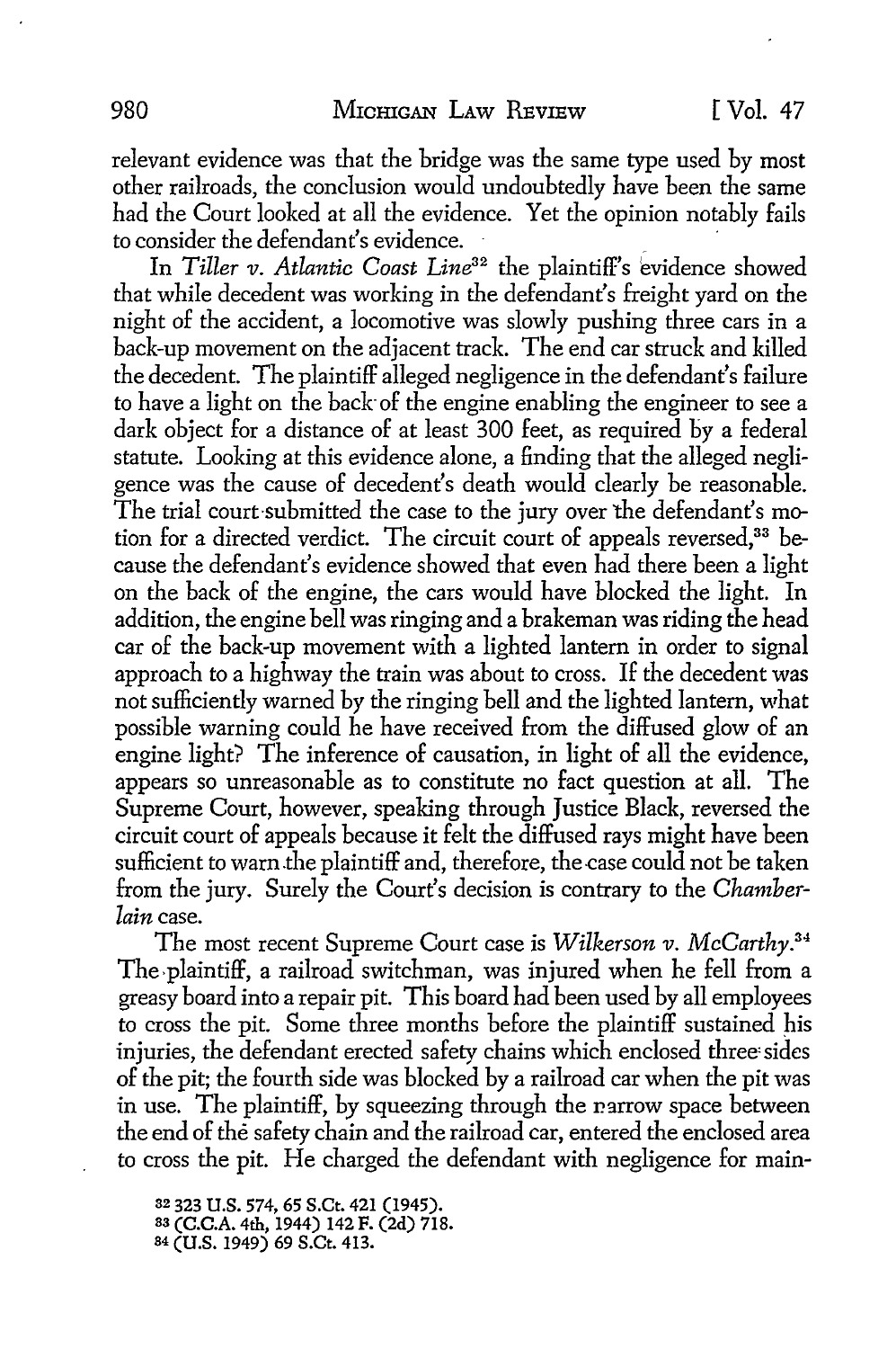relevant evidence was that the bridge was the same type used by most other railroads, the conclusion would undoubtedly have been the same had the Court looked at all the evidence. Yet the opinion notably fails to consider the defendant's evidence.

In *Tiller v. Atlantic Coast Line*[32] the plaintiff's evidence showed that while decedent was working in the defendant's freight yard on the night of the accident, a locomotive was slowly pushing three cars in a back-up movement on the adjacent track. The end car struck and killed the decedent. The plaintiff alleged negligence in the defendant's failure to have a light on the back of the engine enabling the engineer to see a dark object for a distance of at least 300 feet, as required by a federal statute. Looking at this evidence alone, a finding that the alleged negligence was the cause of decedent's death would clearly be reasonable. The trial court submitted the case to the jury over the defendant's motion for a directed verdict. The circuit court of appeals reversed,[33] because the defendant's evidence showed that even had there been a light on the back of the engine, the cars would have blocked the light. In addition, the engine bell was ringing and a brakeman was riding the head car of the back-up movement with a lighted lantern in order to signal approach to a highway the train was about to cross. If the decedent was not sufficiently warned by the ringing bell and the lighted lantern, what possible warning could he have received from the diffused glow of an engine light? The inference of causation, in light of all the evidence, appears so unreasonable as to constitute no fact question at all. The Supreme Court, however, speaking through Justice Black, reversed the circuit court of appeals because it felt the diffused rays might have been sufficient to warn the plaintiff and, therefore, the case could not be taken from the jury. Surely the Court's decision is contrary to the *Chamberlain* case.

The most recent Supreme Court case is *Wilkerson v. McCarthy*.[34] The plaintiff, a railroad switchman, was injured when he fell from a greasy board into a repair pit. This board had been used by all employees to cross the pit. Some three months before the plaintiff sustained his injuries, the defendant erected safety chains which enclosed three sides of the pit; the fourth side was blocked by a railroad car when the pit was in use. The plaintiff, by squeezing through the narrow space between the end of the safety chain and the railroad car, entered the enclosed area to cross the pit. He charged the defendant with negligence for main-

[32] 323 U.S. 574, 65 S.Ct. 421 (1945).
[33] (C.C.A. 4th, 1944) 142 F. (2d) 718.
[34] (U.S. 1949) 69 S.Ct. 413.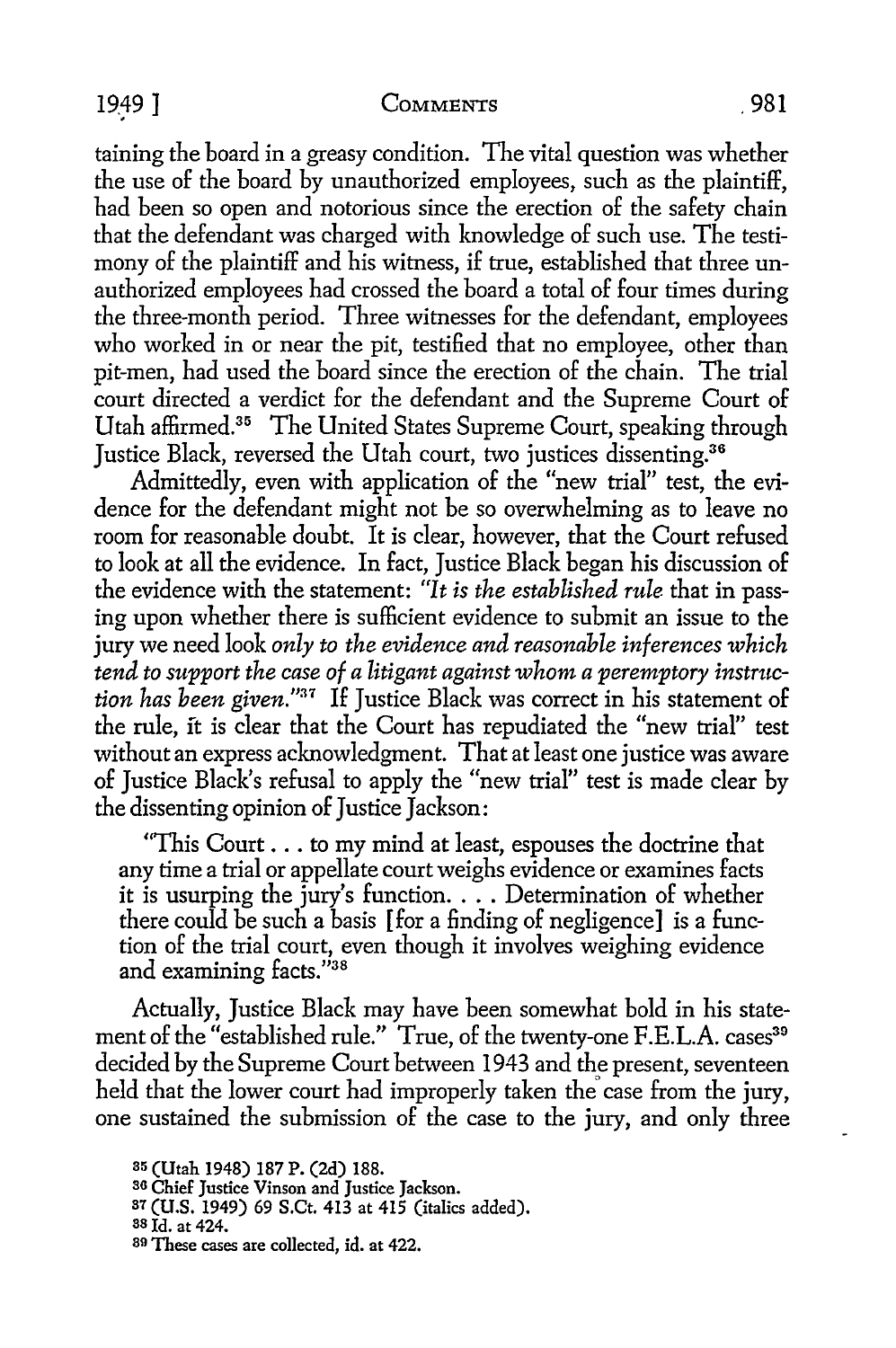taining the board in a greasy condition. The vital question was whether the use of the board by unauthorized employees, such as the plaintiff, had been so open and notorious since the erection of the safety chain that the defendant was charged with knowledge of such use. The testimony of the plaintiff and his witness, if true, established that three unauthorized employees had crossed the board a total of four times during the three-month period. Three witnesses for the defendant, employees who worked in or near the pit, testified that no employee, other than pit-men, had used the board since the erection of the chain. The trial court directed a verdict for the defendant and the Supreme Court of Utah affirmed.[35] The United States Supreme Court, speaking through Justice Black, reversed the Utah court, two justices dissenting.[36]

Admittedly, even with application of the "new trial" test, the evidence for the defendant might not be so overwhelming as to leave no room for reasonable doubt. It is clear, however, that the Court refused to look at all the evidence. In fact, Justice Black began his discussion of the evidence with the statement: *"It is the established rule* that in passing upon whether there is sufficient evidence to submit an issue to the jury we need look *only to the evidence and reasonable inferences which tend to support the case of a litigant against whom a peremptory instruction has been given."*[37] If Justice Black was correct in his statement of the rule, it is clear that the Court has repudiated the "new trial" test without an express acknowledgment. That at least one justice was aware of Justice Black's refusal to apply the "new trial" test is made clear by the dissenting opinion of Justice Jackson:

> "This Court . . . to my mind at least, espouses the doctrine that any time a trial or appellate court weighs evidence or examines facts it is usurping the jury's function. . . . Determination of whether there could be such a basis [for a finding of negligence] is a function of the trial court, even though it involves weighing evidence and examining facts."[38]

Actually, Justice Black may have been somewhat bold in his statement of the "established rule." True, of the twenty-one F.E.L.A. cases[39] decided by the Supreme Court between 1943 and the present, seventeen held that the lower court had improperly taken the case from the jury, one sustained the submission of the case to the jury, and only three

---

[35] (Utah 1948) 187 P. (2d) 188.

[36] Chief Justice Vinson and Justice Jackson.

[37] (U.S. 1949) 69 S.Ct. 413 at 415 (italics added).

[38] Id. at 424.

[39] These cases are collected, id. at 422.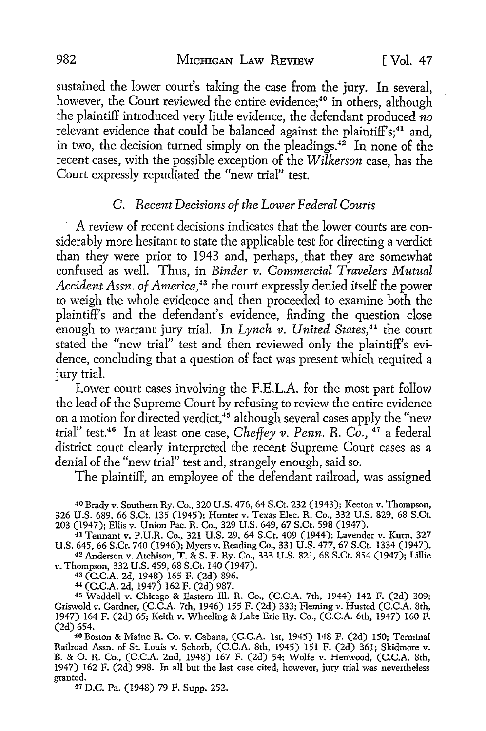sustained the lower court's taking the case from the jury. In several, however, the Court reviewed the entire evidence;[40] in others, although the plaintiff introduced very little evidence, the defendant produced *no* relevant evidence that could be balanced against the plaintiff's;[41] and, in two, the decision turned simply on the pleadings.[42] In none of the recent cases, with the possible exception of the *Wilkerson* case, has the Court expressly repudiated the "new trial" test.

### C. *Recent Decisions of the Lower Federal Courts*

A review of recent decisions indicates that the lower courts are considerably more hesitant to state the applicable test for directing a verdict than they were prior to 1943 and, perhaps, that they are somewhat confused as well. Thus, in *Binder v. Commercial Travelers Mutual Accident Assn. of America,*[43] the court expressly denied itself the power to weigh the whole evidence and then proceeded to examine both the plaintiff's and the defendant's evidence, finding the question close enough to warrant jury trial. In *Lynch v. United States,*[44] the court stated the "new trial" test and then reviewed only the plaintiff's evidence, concluding that a question of fact was present which required a jury trial.

Lower court cases involving the F.E.L.A. for the most part follow the lead of the Supreme Court by refusing to review the entire evidence on a motion for directed verdict,[45] although several cases apply the "new trial" test.[46] In at least one case, *Cheffey v. Penn. R. Co.,*[47] a federal district court clearly interpreted the recent Supreme Court cases as a denial of the "new trial" test and, strangely enough, said so.

The plaintiff, an employee of the defendant railroad, was assigned

---

[40] Brady v. Southern Ry. Co., 320 U.S. 476, 64 S.Ct. 232 (1943); Keeton v. Thompson, 326 U.S. 689, 66 S.Ct. 135 (1945); Hunter v. Texas Elec. R. Co., 332 U.S. 829, 68 S.Ct. 203 (1947); Ellis v. Union Pac. R. Co., 329 U.S. 649, 67 S.Ct. 598 (1947).

[41] Tennant v. P.U.R. Co., 321 U.S. 29, 64 S.Ct. 409 (1944); Lavender v. Kurn, 327 U.S. 645, 66 S.Ct. 740 (1946); Myers v. Reading Co., 331 U.S. 477, 67 S.Ct. 1334 (1947).

[42] Anderson v. Atchison, T. & S. F. Ry. Co., 333 U.S. 821, 68 S.Ct. 854 (1947); Lillie v. Thompson, 332 U.S. 459, 68 S.Ct. 140 (1947).

[43] (C.C.A. 2d, 1948) 165 F. (2d) 896.

[44] (C.C.A. 2d, 1947) 162 F. (2d) 987.

[45] Waddell v. Chicago & Eastern Ill. R. Co., (C.C.A. 7th, 1944) 142 F. (2d) 309; Griswold v. Gardner, (C.C.A. 7th, 1946) 155 F. (2d) 333; Fleming v. Husted (C.C.A. 8th, 1947) 164 F. (2d) 65; Keith v. Wheeling & Lake Erie Ry. Co., (C.C.A. 6th, 1947) 160 F. (2d) 654.

[46] Boston & Maine R. Co. v. Cabana, (C.C.A. 1st, 1945) 148 F. (2d) 150; Terminal Railroad Assn. of St. Louis v. Schorb, (C.C.A. 8th, 1945) 151 F. (2d) 361; Skidmore v. B. & O. R. Co., (C.C.A. 2nd, 1948) 167 F. (2d) 54; Wolfe v. Henwood, (C.C.A. 8th, 1947) 162 F. (2d) 998. In all but the last case cited, however, jury trial was nevertheless granted.

[47] D.C. Pa. (1948) 79 F. Supp. 252.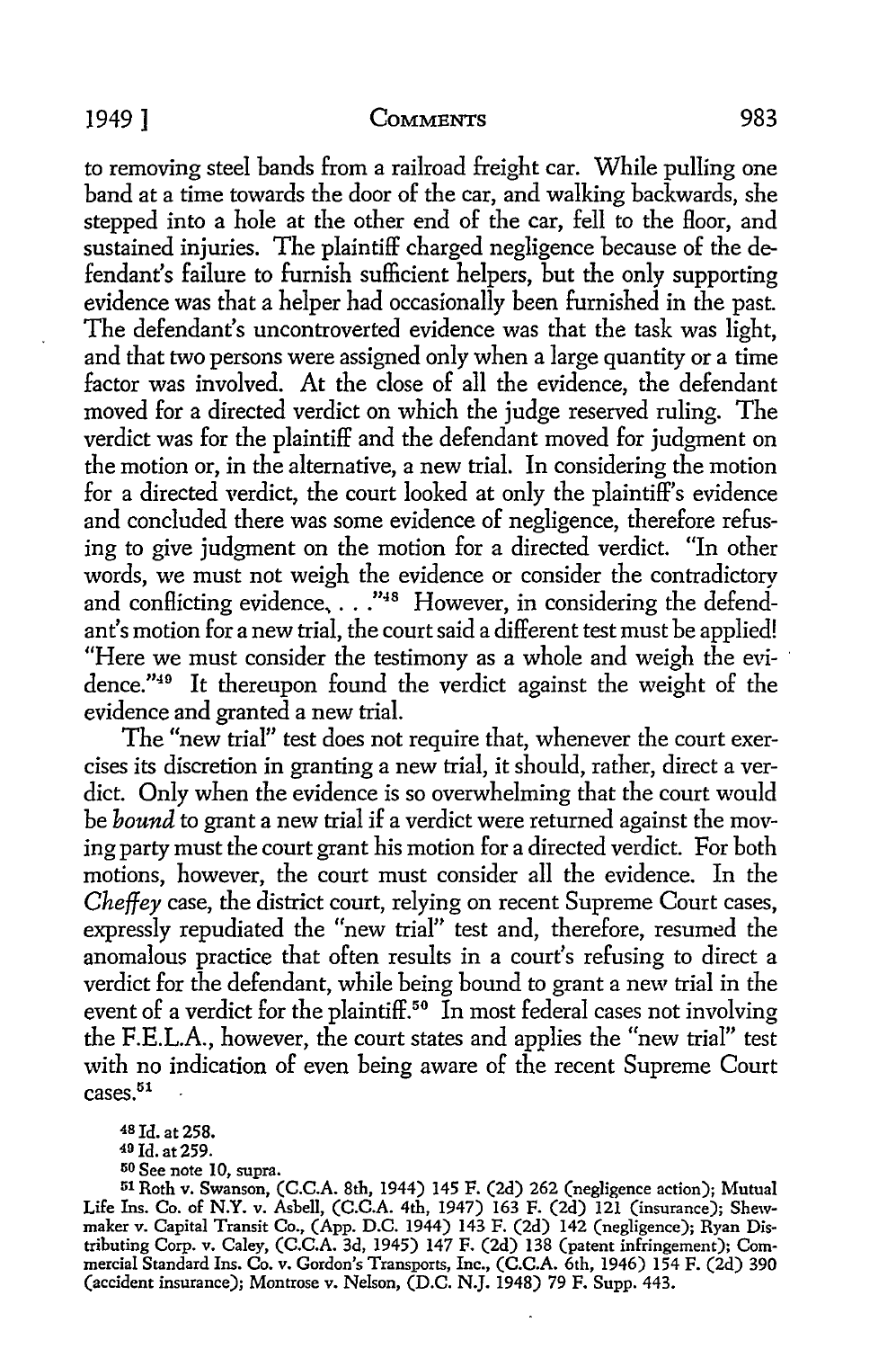to removing steel bands from a railroad freight car. While pulling one band at a time towards the door of the car, and walking backwards, she stepped into a hole at the other end of the car, fell to the floor, and sustained injuries. The plaintiff charged negligence because of the defendant's failure to furnish sufficient helpers, but the only supporting evidence was that a helper had occasionally been furnished in the past. The defendant's uncontroverted evidence was that the task was light, and that two persons were assigned only when a large quantity or a time factor was involved. At the close of all the evidence, the defendant moved for a directed verdict on which the judge reserved ruling. The verdict was for the plaintiff and the defendant moved for judgment on the motion or, in the alternative, a new trial. In considering the motion for a directed verdict, the court looked at only the plaintiff's evidence and concluded there was some evidence of negligence, therefore refusing to give judgment on the motion for a directed verdict. "In other words, we must not weigh the evidence or consider the contradictory and conflicting evidence, . . ."[48] However, in considering the defendant's motion for a new trial, the court said a different test must be applied! "Here we must consider the testimony as a whole and weigh the evidence."[49] It thereupon found the verdict against the weight of the evidence and granted a new trial.

The "new trial" test does not require that, whenever the court exercises its discretion in granting a new trial, it should, rather, direct a verdict. Only when the evidence is so overwhelming that the court would be *bound* to grant a new trial if a verdict were returned against the moving party must the court grant his motion for a directed verdict. For both motions, however, the court must consider all the evidence. In the *Cheffey* case, the district court, relying on recent Supreme Court cases, expressly repudiated the "new trial" test and, therefore, resumed the anomalous practice that often results in a court's refusing to direct a verdict for the defendant, while being bound to grant a new trial in the event of a verdict for the plaintiff.[50] In most federal cases not involving the F.E.L.A., however, the court states and applies the "new trial" test with no indication of even being aware of the recent Supreme Court cases.[51]

[48] Id. at 258.

[49] Id. at 259.

[50] See note 10, supra.

[51] Roth v. Swanson, (C.C.A. 8th, 1944) 145 F. (2d) 262 (negligence action); Mutual Life Ins. Co. of N.Y. v. Asbell, (C.C.A. 4th, 1947) 163 F. (2d) 121 (insurance); Shewmaker v. Capital Transit Co., (App. D.C. 1944) 143 F. (2d) 142 (negligence); Ryan Distributing Corp. v. Caley, (C.C.A. 3d, 1945) 147 F. (2d) 138 (patent infringement); Commercial Standard Ins. Co. v. Gordon's Transports, Inc., (C.C.A. 6th, 1946) 154 F. (2d) 390 (accident insurance); Montrose v. Nelson, (D.C. N.J. 1948) 79 F. Supp. 443.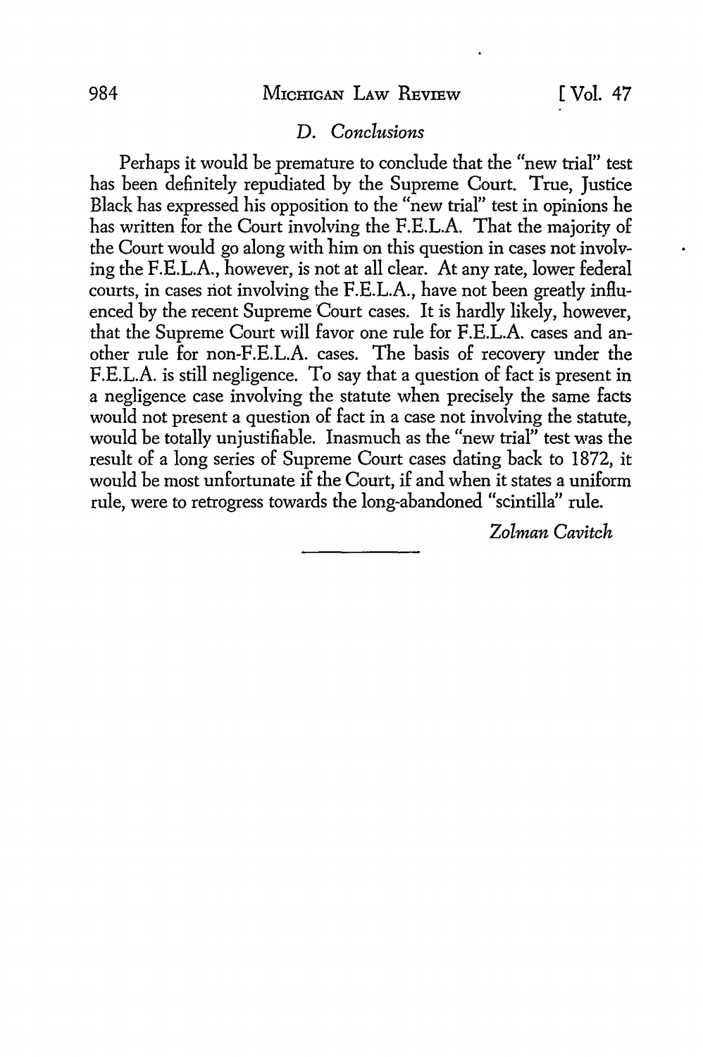### D. *Conclusions*

Perhaps it would be premature to conclude that the "new trial" test has been definitely repudiated by the Supreme Court. True, Justice Black has expressed his opposition to the "new trial" test in opinions he has written for the Court involving the F.E.L.A. That the majority of the Court would go along with him on this question in cases not involving the F.E.L.A., however, is not at all clear. At any rate, lower federal courts, in cases not involving the F.E.L.A., have not been greatly influenced by the recent Supreme Court cases. It is hardly likely, however, that the Supreme Court will favor one rule for F.E.L.A. cases and another rule for non-F.E.L.A. cases. The basis of recovery under the F.E.L.A. is still negligence. To say that a question of fact is present in a negligence case involving the statute when precisely the same facts would not present a question of fact in a case not involving the statute, would be totally unjustifiable. Inasmuch as the "new trial" test was the result of a long series of Supreme Court cases dating back to 1872, it would be most unfortunate if the Court, if and when it states a uniform rule, were to retrogress towards the long-abandoned "scintilla" rule.

*Zolman Cavitch*